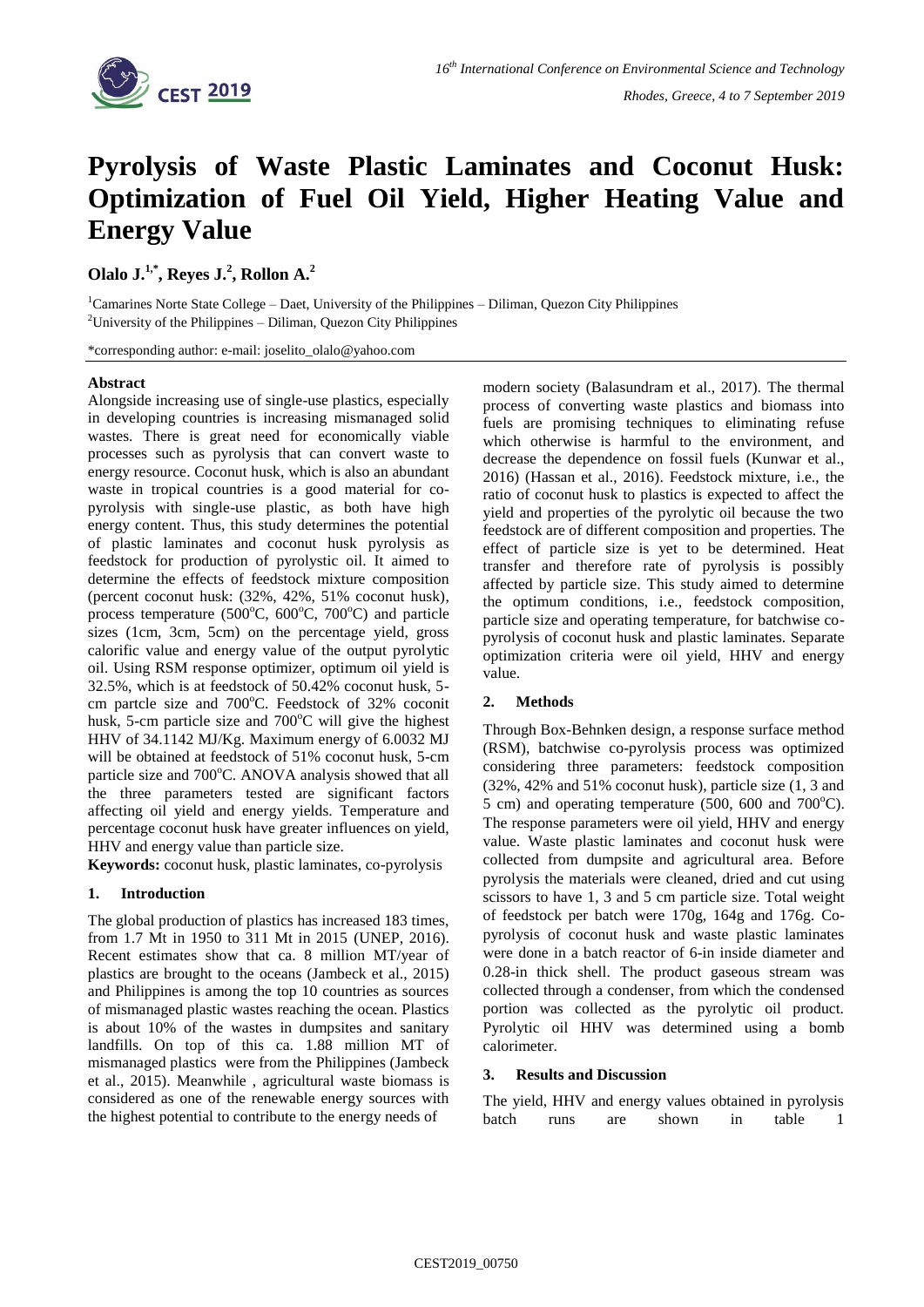# Pyrolysis of Waste Plastic Laminates and Coconut Husk: Optimization of Fuel Oil Yield, Higher Heating Value and Energy Value

**Olalo J.[1,*], Reyes J.[2], Rollon A.[2]**

[1]Camarines Norte State College – Daet, University of the Philippines – Diliman, Quezon City Philippines
[2]University of the Philippines – Diliman, Quezon City Philippines

*corresponding author: e-mail: joselito_olalo@yahoo.com

**Abstract**

Alongside increasing use of single-use plastics, especially in developing countries is increasing mismanaged solid wastes. There is great need for economically viable processes such as pyrolysis that can convert waste to energy resource. Coconut husk, which is also an abundant waste in tropical countries is a good material for co-pyrolysis with single-use plastic, as both have high energy content. Thus, this study determines the potential of plastic laminates and coconut husk pyrolysis as feedstock for production of pyrolystic oil. It aimed to determine the effects of feedstock mixture composition (percent coconut husk: (32%, 42%, 51% coconut husk), process temperature (500$^{o}$C, 600$^{o}$C, 700$^{o}$C) and particle sizes (1cm, 3cm, 5cm) on the percentage yield, gross calorific value and energy value of the output pyrolytic oil. Using RSM response optimizer, optimum oil yield is 32.5%, which is at feedstock of 50.42% coconut husk, 5-cm partcle size and 700$^{o}$C. Feedstock of 32% coconit husk, 5-cm particle size and 700$^{o}$C will give the highest HHV of 34.1142 MJ/Kg. Maximum energy of 6.0032 MJ will be obtained at feedstock of 51% coconut husk, 5-cm particle size and 700$^{o}$C. ANOVA analysis showed that all the three parameters tested are significant factors affecting oil yield and energy yields. Temperature and percentage coconut husk have greater influences on yield, HHV and energy value than particle size.

**Keywords:** coconut husk, plastic laminates, co-pyrolysis

## 1. Introduction

The global production of plastics has increased 183 times, from 1.7 Mt in 1950 to 311 Mt in 2015 (UNEP, 2016). Recent estimates show that ca. 8 million MT/year of plastics are brought to the oceans (Jambeck et al., 2015) and Philippines is among the top 10 countries as sources of mismanaged plastic wastes reaching the ocean. Plastics is about 10% of the wastes in dumpsites and sanitary landfills. On top of this ca. 1.88 million MT of mismanaged plastics were from the Philippines (Jambeck et al., 2015). Meanwhile , agricultural waste biomass is considered as one of the renewable energy sources with the highest potential to contribute to the energy needs of modern society (Balasundram et al., 2017). The thermal process of converting waste plastics and biomass into fuels are promising techniques to eliminating refuse which otherwise is harmful to the environment, and decrease the dependence on fossil fuels (Kunwar et al., 2016) (Hassan et al., 2016). Feedstock mixture, i.e., the ratio of coconut husk to plastics is expected to affect the yield and properties of the pyrolytic oil because the two feedstock are of different composition and properties. The effect of particle size is yet to be determined. Heat transfer and therefore rate of pyrolysis is possibly affected by particle size. This study aimed to determine the optimum conditions, i.e., feedstock composition, particle size and operating temperature, for batchwise co-pyrolysis of coconut husk and plastic laminates. Separate optimization criteria were oil yield, HHV and energy value.

## 2. Methods

Through Box-Behnken design, a response surface method (RSM), batchwise co-pyrolysis process was optimized considering three parameters: feedstock composition (32%, 42% and 51% coconut husk), particle size (1, 3 and 5 cm) and operating temperature (500, 600 and 700$^{o}$C). The response parameters were oil yield, HHV and energy value. Waste plastic laminates and coconut husk were collected from dumpsite and agricultural area. Before pyrolysis the materials were cleaned, dried and cut using scissors to have 1, 3 and 5 cm particle size. Total weight of feedstock per batch were 170g, 164g and 176g. Co-pyrolysis of coconut husk and waste plastic laminates were done in a batch reactor of 6-in inside diameter and 0.28-in thick shell. The product gaseous stream was collected through a condenser, from which the condensed portion was collected as the pyrolytic oil product. Pyrolytic oil HHV was determined using a bomb calorimeter.

## 3. Results and Discussion

The yield, HHV and energy values obtained in pyrolysis batch runs are shown in table 1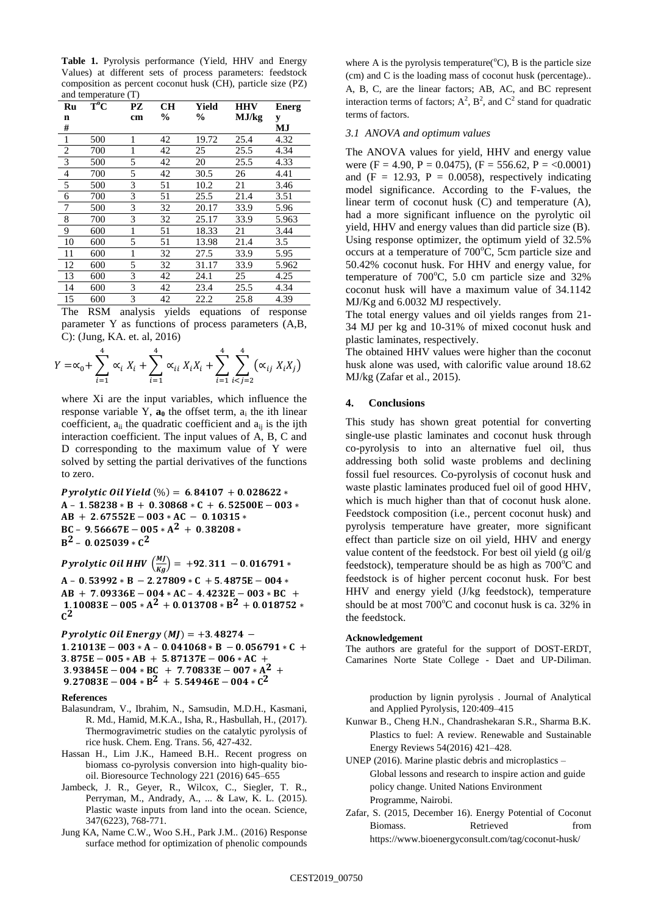**Table 1.** Pyrolysis performance (Yield, HHV and Energy Values) at different sets of process parameters: feedstock composition as percent coconut husk (CH), particle size (PZ) and temperature (T)

| Run # | T°C | PZ cm | CH % | Yield % | HHV MJ/kg | Energy MJ |
|---|---|---|---|---|---|---|
| 1 | 500 | 1 | 42 | 19.72 | 25.4 | 4.32 |
| 2 | 700 | 1 | 42 | 25 | 25.5 | 4.34 |
| 3 | 500 | 5 | 42 | 20 | 25.5 | 4.33 |
| 4 | 700 | 5 | 42 | 30.5 | 26 | 4.41 |
| 5 | 500 | 3 | 51 | 10.2 | 21 | 3.46 |
| 6 | 700 | 3 | 51 | 25.5 | 21.4 | 3.51 |
| 7 | 500 | 3 | 32 | 20.17 | 33.9 | 5.96 |
| 8 | 700 | 3 | 32 | 25.17 | 33.9 | 5.963 |
| 9 | 600 | 1 | 51 | 18.33 | 21 | 3.44 |
| 10 | 600 | 5 | 51 | 13.98 | 21.4 | 3.5 |
| 11 | 600 | 1 | 32 | 27.5 | 33.9 | 5.95 |
| 12 | 600 | 5 | 32 | 31.17 | 33.9 | 5.962 |
| 13 | 600 | 3 | 42 | 24.1 | 25 | 4.25 |
| 14 | 600 | 3 | 42 | 23.4 | 25.5 | 4.34 |
| 15 | 600 | 3 | 42 | 22.2 | 25.8 | 4.39 |

The RSM analysis yields equations of response parameter Y as functions of process parameters (A,B, C): (Jung, KA. et. al, 2016)

$$Y = \alpha_0 + \sum_{i=1}^{4} \alpha_i X_i + \sum_{i=1}^{4} \alpha_{ii} X_i X_i + \sum_{i=1}^{4} \sum_{i<j=2}^{4} \left(\alpha_{ij} X_i X_j\right)$$

where Xi are the input variables, which influence the response variable Y, $\mathbf{a_0}$ the offset term, $a_i$ the ith linear coefficient, $a_{ii}$ the quadratic coefficient and $a_{ij}$ is the ijth interaction coefficient. The input values of A, B, C and D corresponding to the maximum value of Y were solved by setting the partial derivatives of the functions to zero.

$$\textit{Pyrolytic Oil Yield}\ (\%) = 6.84107 + 0.028622 * A - 1.58238 * B + 0.30868 * C + 6.52500E-003 * AB + 2.67552E-003 * AC - 0.10315 * BC - 9.56667E-005 * A^2 + 0.38208 * B^2 - 0.025039 * C^2$$

$$\textit{Pyrolytic Oil HHV}\ \left(\frac{MJ}{Kg}\right) = +92.311 - 0.016791 * A - 0.53992 * B - 2.27809 * C + 5.4875E-004 * AB + 7.09336E-004 * AC - 4.4232E-003 * BC + 1.10083E-005 * A^2 + 0.013708 * B^2 + 0.018752 * C^2$$

$$\textit{Pyrolytic Oil Energy}\ (MJ) = +3.48274 - 1.21013E-003 * A - 0.041068 * B - 0.056791 * C + 3.875E-005 * AB + 5.87137E-006 * AC + 3.93845E-004 * BC + 7.70833E-007 * A^2 + 9.27083E-004 * B^2 + 5.54946E-004 * C^2$$

where A is the pyrolysis temperature(°C), B is the particle size (cm) and C is the loading mass of coconut husk (percentage).. A, B, C, are the linear factors; AB, AC, and BC represent interaction terms of factors; $A^2$, $B^2$, and $C^2$ stand for quadratic terms of factors.

### *3.1 ANOVA and optimum values*

The ANOVA values for yield, HHV and energy value were (F = 4.90, P = 0.0475), (F = 556.62, P = <0.0001) and (F = 12.93, P = 0.0058), respectively indicating model significance. According to the F-values, the linear term of coconut husk (C) and temperature (A), had a more significant influence on the pyrolytic oil yield, HHV and energy values than did particle size (B). Using response optimizer, the optimum yield of 32.5% occurs at a temperature of 700°C, 5cm particle size and 50.42% coconut husk. For HHV and energy value, for temperature of 700°C, 5.0 cm particle size and 32% coconut husk will have a maximum value of 34.1142 MJ/Kg and 6.0032 MJ respectively.

The total energy values and oil yields ranges from 21-34 MJ per kg and 10-31% of mixed coconut husk and plastic laminates, respectively.

The obtained HHV values were higher than the coconut husk alone was used, with calorific value around 18.62 MJ/kg (Zafar et al., 2015).

## 4. Conclusions

This study has shown great potential for converting single-use plastic laminates and coconut husk through co-pyrolysis to into an alternative fuel oil, thus addressing both solid waste problems and declining fossil fuel resources. Co-pyrolysis of coconut husk and waste plastic laminates produced fuel oil of good HHV, which is much higher than that of coconut husk alone. Feedstock composition (i.e., percent coconut husk) and pyrolysis temperature have greater, more significant effect than particle size on oil yield, HHV and energy value content of the feedstock. For best oil yield (g oil/g feedstock), temperature should be as high as 700°C and feedstock is of higher percent coconut husk. For best HHV and energy yield (J/kg feedstock), temperature should be at most 700°C and coconut husk is ca. 32% in the feedstock.

**Acknowledgement**

The authors are grateful for the support of DOST-ERDT, Camarines Norte State College - Daet and UP-Diliman.

**References**

Balasundram, V., Ibrahim, N., Samsudin, M.D.H., Kasmani, R. Md., Hamid, M.K.A., Isha, R., Hasbullah, H., (2017). Thermogravimetric studies on the catalytic pyrolysis of rice husk. Chem. Eng. Trans. 56, 427-432.

Hassan H., Lim J.K., Hameed B.H.. Recent progress on biomass co-pyrolysis conversion into high-quality bio-oil. Bioresource Technology 221 (2016) 645–655

Jambeck, J. R., Geyer, R., Wilcox, C., Siegler, T. R., Perryman, M., Andrady, A., ... & Law, K. L. (2015). Plastic waste inputs from land into the ocean. Science, 347(6223), 768-771.

Jung KA, Name C.W., Woo S.H., Park J.M.. (2016) Response surface method for optimization of phenolic compounds production by lignin pyrolysis . Journal of Analytical and Applied Pyrolysis, 120:409–415

Kunwar B., Cheng H.N., Chandrashekaran S.R., Sharma B.K. Plastics to fuel: A review. Renewable and Sustainable Energy Reviews 54(2016) 421–428.

UNEP (2016). Marine plastic debris and microplastics – Global lessons and research to inspire action and guide policy change. United Nations Environment Programme, Nairobi.

Zafar, S. (2015, December 16). Energy Potential of Coconut Biomass. Retrieved from https://www.bioenergyconsult.com/tag/coconut-husk/